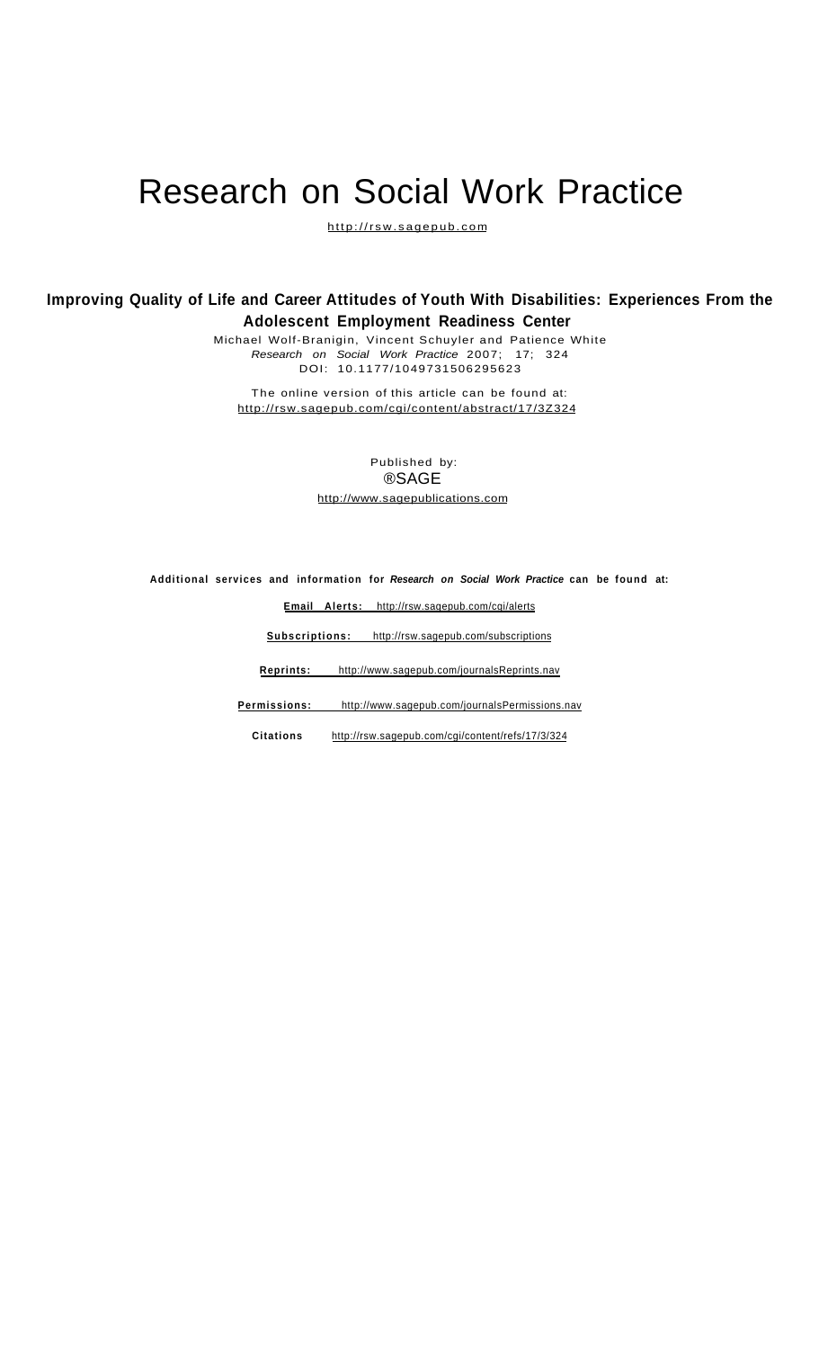# Research on Social Work Practice

http://rsw.sagepub.com

## Improving Quality of Life and Career Attitudes of Youth With Disabilities: Experiences From the Adolescent Employment Readiness Center

Michael Wolf-Branigin, Vincent Schuyler and Patience White

*Research on Social Work Practice* 2007; 17; 324

DOI: 10.1177/1049731506295623

The online version of this article can be found at:
http://rsw.sagepub.com/cgi/content/abstract/17/3Z324

Published by:

®SAGE

http://www.sagepublications.com

**Additional services and information for *Research on Social Work Practice* can be found at:**

**Email Alerts:** http://rsw.sagepub.com/cgi/alerts

**Subscriptions:** http://rsw.sagepub.com/subscriptions

**Reprints:** http://www.sagepub.com/journalsReprints.nav

**Permissions:** http://www.sagepub.com/journalsPermissions.nav

**Citations** http://rsw.sagepub.com/cgi/content/refs/17/3/324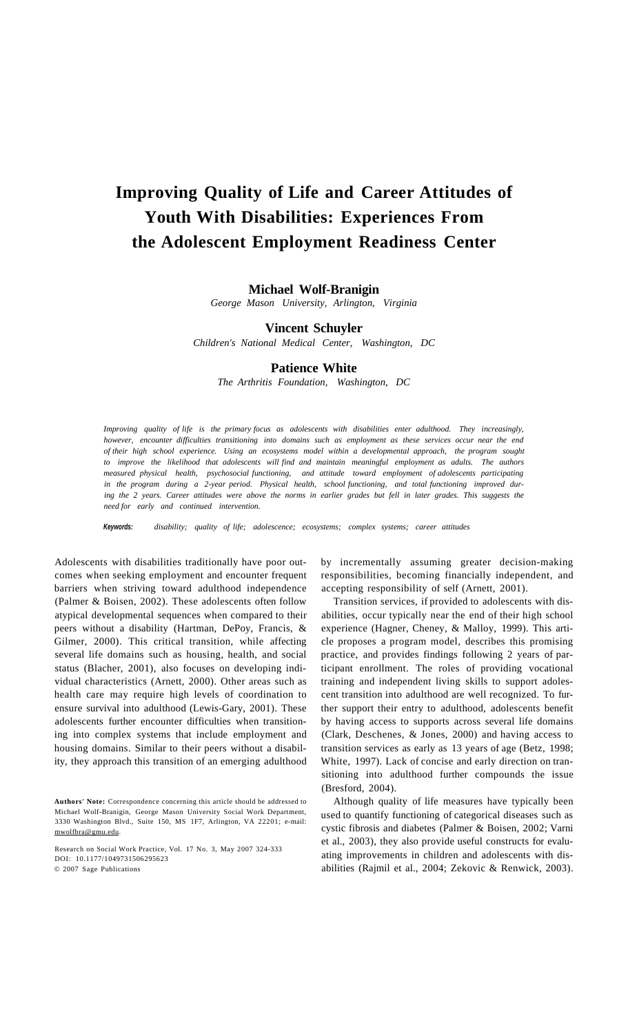# Improving Quality of Life and Career Attitudes of Youth With Disabilities: Experiences From the Adolescent Employment Readiness Center

**Michael Wolf-Branigin**
*George Mason University, Arlington, Virginia*

**Vincent Schuyler**
*Children's National Medical Center, Washington, DC*

**Patience White**
*The Arthritis Foundation, Washington, DC*

*Improving quality of life is the primary focus as adolescents with disabilities enter adulthood. They increasingly, however, encounter difficulties transitioning into domains such as employment as these services occur near the end of their high school experience. Using an ecosystems model within a developmental approach, the program sought to improve the likelihood that adolescents will find and maintain meaningful employment as adults. The authors measured physical health, psychosocial functioning, and attitude toward employment of adolescents participating in the program during a 2-year period. Physical health, school functioning, and total functioning improved during the 2 years. Career attitudes were above the norms in earlier grades but fell in later grades. This suggests the need for early and continued intervention.*

***Keywords:*** *disability; quality of life; adolescence; ecosystems; complex systems; career attitudes*

Adolescents with disabilities traditionally have poor outcomes when seeking employment and encounter frequent barriers when striving toward adulthood independence (Palmer & Boisen, 2002). These adolescents often follow atypical developmental sequences when compared to their peers without a disability (Hartman, DePoy, Francis, & Gilmer, 2000). This critical transition, while affecting several life domains such as housing, health, and social status (Blacher, 2001), also focuses on developing individual characteristics (Arnett, 2000). Other areas such as health care may require high levels of coordination to ensure survival into adulthood (Lewis-Gary, 2001). These adolescents further encounter difficulties when transitioning into complex systems that include employment and housing domains. Similar to their peers without a disability, they approach this transition of an emerging adulthood by incrementally assuming greater decision-making responsibilities, becoming financially independent, and accepting responsibility of self (Arnett, 2001).

Transition services, if provided to adolescents with disabilities, occur typically near the end of their high school experience (Hagner, Cheney, & Malloy, 1999). This article proposes a program model, describes this promising practice, and provides findings following 2 years of participant enrollment. The roles of providing vocational training and independent living skills to support adolescent transition into adulthood are well recognized. To further support their entry to adulthood, adolescents benefit by having access to supports across several life domains (Clark, Deschenes, & Jones, 2000) and having access to transition services as early as 13 years of age (Betz, 1998; White, 1997). Lack of concise and early direction on transitioning into adulthood further compounds the issue (Bresford, 2004).

Although quality of life measures have typically been used to quantify functioning of categorical diseases such as cystic fibrosis and diabetes (Palmer & Boisen, 2002; Varni et al., 2003), they also provide useful constructs for evaluating improvements in children and adolescents with disabilities (Rajmil et al., 2004; Zekovic & Renwick, 2003).

**Authors' Note:** Correspondence concerning this article should be addressed to Michael Wolf-Branigin, George Mason University Social Work Department, 3330 Washington Blvd., Suite 150, MS 1F7, Arlington, VA 22201; e-mail: mwolfbra@gmu.edu.

Research on Social Work Practice, Vol. 17 No. 3, May 2007 324-333
DOI: 10.1177/1049731506295623
© 2007 Sage Publications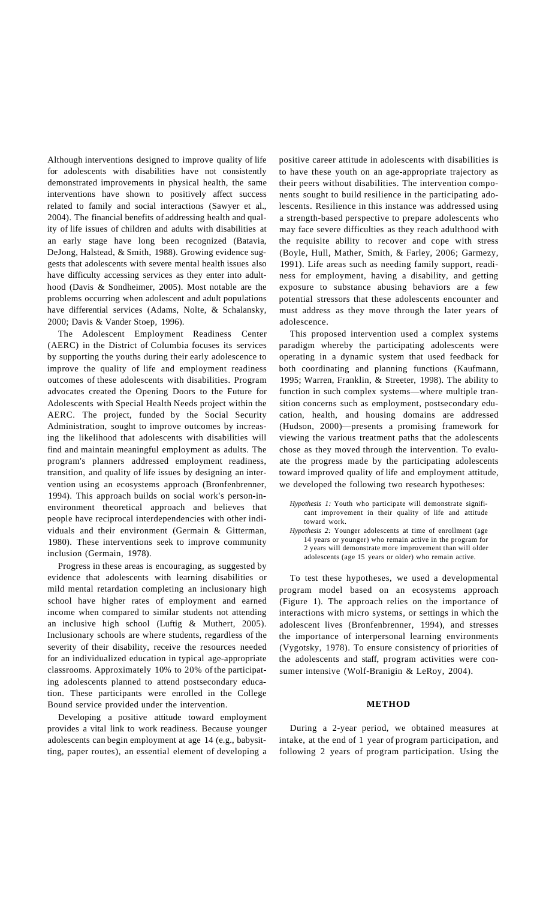Although interventions designed to improve quality of life for adolescents with disabilities have not consistently demonstrated improvements in physical health, the same interventions have shown to positively affect success related to family and social interactions (Sawyer et al., 2004). The financial benefits of addressing health and quality of life issues of children and adults with disabilities at an early stage have long been recognized (Batavia, DeJong, Halstead, & Smith, 1988). Growing evidence suggests that adolescents with severe mental health issues also have difficulty accessing services as they enter into adulthood (Davis & Sondheimer, 2005). Most notable are the problems occurring when adolescent and adult populations have differential services (Adams, Nolte, & Schalansky, 2000; Davis & Vander Stoep, 1996).

The Adolescent Employment Readiness Center (AERC) in the District of Columbia focuses its services by supporting the youths during their early adolescence to improve the quality of life and employment readiness outcomes of these adolescents with disabilities. Program advocates created the Opening Doors to the Future for Adolescents with Special Health Needs project within the AERC. The project, funded by the Social Security Administration, sought to improve outcomes by increasing the likelihood that adolescents with disabilities will find and maintain meaningful employment as adults. The program's planners addressed employment readiness, transition, and quality of life issues by designing an intervention using an ecosystems approach (Bronfenbrenner, 1994). This approach builds on social work's person-in-environment theoretical approach and believes that people have reciprocal interdependencies with other individuals and their environment (Germain & Gitterman, 1980). These interventions seek to improve community inclusion (Germain, 1978).

Progress in these areas is encouraging, as suggested by evidence that adolescents with learning disabilities or mild mental retardation completing an inclusionary high school have higher rates of employment and earned income when compared to similar students not attending an inclusive high school (Luftig & Muthert, 2005). Inclusionary schools are where students, regardless of the severity of their disability, receive the resources needed for an individualized education in typical age-appropriate classrooms. Approximately 10% to 20% of the participating adolescents planned to attend postsecondary education. These participants were enrolled in the College Bound service provided under the intervention.

Developing a positive attitude toward employment provides a vital link to work readiness. Because younger adolescents can begin employment at age 14 (e.g., babysitting, paper routes), an essential element of developing a positive career attitude in adolescents with disabilities is to have these youth on an age-appropriate trajectory as their peers without disabilities. The intervention components sought to build resilience in the participating adolescents. Resilience in this instance was addressed using a strength-based perspective to prepare adolescents who may face severe difficulties as they reach adulthood with the requisite ability to recover and cope with stress (Boyle, Hull, Mather, Smith, & Farley, 2006; Garmezy, 1991). Life areas such as needing family support, readiness for employment, having a disability, and getting exposure to substance abusing behaviors are a few potential stressors that these adolescents encounter and must address as they move through the later years of adolescence.

This proposed intervention used a complex systems paradigm whereby the participating adolescents were operating in a dynamic system that used feedback for both coordinating and planning functions (Kaufmann, 1995; Warren, Franklin, & Streeter, 1998). The ability to function in such complex systems—where multiple transition concerns such as employment, postsecondary education, health, and housing domains are addressed (Hudson, 2000)—presents a promising framework for viewing the various treatment paths that the adolescents chose as they moved through the intervention. To evaluate the progress made by the participating adolescents toward improved quality of life and employment attitude, we developed the following two research hypotheses:

*Hypothesis 1:* Youth who participate will demonstrate significant improvement in their quality of life and attitude toward work.

*Hypothesis 2:* Younger adolescents at time of enrollment (age 14 years or younger) who remain active in the program for 2 years will demonstrate more improvement than will older adolescents (age 15 years or older) who remain active.

To test these hypotheses, we used a developmental program model based on an ecosystems approach (Figure 1). The approach relies on the importance of interactions with micro systems, or settings in which the adolescent lives (Bronfenbrenner, 1994), and stresses the importance of interpersonal learning environments (Vygotsky, 1978). To ensure consistency of priorities of the adolescents and staff, program activities were consumer intensive (Wolf-Branigin & LeRoy, 2004).

## METHOD

During a 2-year period, we obtained measures at intake, at the end of 1 year of program participation, and following 2 years of program participation. Using the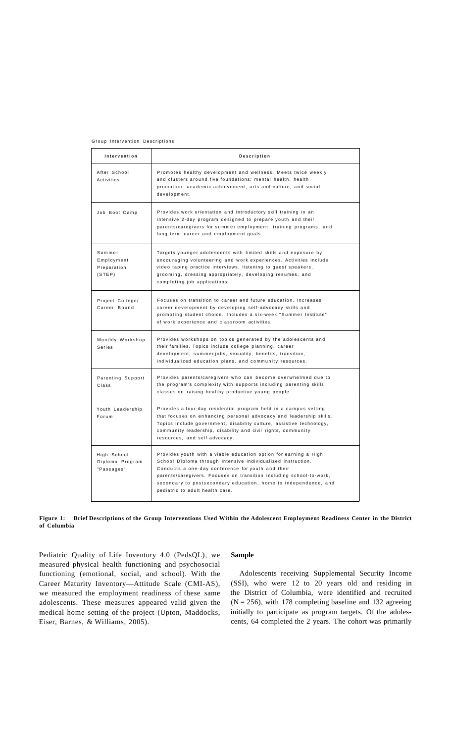Group Intervention Descriptions

| Intervention | Description |
|---|---|
| After School Activities | Promotes healthy development and wellness. Meets twice weekly and clusters around five foundations: mental health, health promotion, academic achievement, arts and culture, and social development. |
| Job Boot Camp | Provides work orientation and introductory skill training in an intensive 2-day program designed to prepare youth and their parents/caregivers for summer employment, training programs, and long-term career and employment goals. |
| Summer Employment Preparation (STEP) | Targets younger adolescents with limited skills and exposure by encouraging volunteering and work experiences. Activities include video taping practice interviews, listening to guest speakers, grooming, dressing appropriately, developing resumes, and completing job applications. |
| Project College/ Career Bound | Focuses on transition to career and future education. Increases career development by developing self-advocacy skills and promoting student choice. Includes a six-week "Summer Institute" of work experience and classroom activities. |
| Monthly Workshop Series | Provides workshops on topics generated by the adolescents and their families. Topics include college planning, career development, summer jobs, sexuality, benefits, transition, individualized education plans, and community resources. |
| Parenting Support Class | Provides parents/caregivers who can become overwhelmed due to the program's complexity with supports including parenting skills classes on raising healthy productive young people. |
| Youth Leadership Forum | Provides a four-day residential program held in a campus setting that focuses on enhancing personal advocacy and leadership skills. Topics include government, disability culture, assistive technology, community leadership, disability and civil rights, community resources, and self-advocacy. |
| High School Diploma Program "Passages" | Provides youth with a viable education option for earning a High School Diploma through intensive individualized instruction. Conducts a one-day conference for youth and their parents/caregivers. Focuses on transition including school-to-work, secondary to postsecondary education, home to independence, and pediatric to adult health care. |

**Figure 1: Brief Descriptions of the Group Interventions Used Within the Adolescent Employment Readiness Center in the District of Columbia**

Pediatric Quality of Life Inventory 4.0 (PedsQL), we measured physical health functioning and psychosocial functioning (emotional, social, and school). With the Career Maturity Inventory—Attitude Scale (CMI-AS), we measured the employment readiness of these same adolescents. These measures appeared valid given the medical home setting of the project (Upton, Maddocks, Eiser, Barnes, & Williams, 2005).

## Sample

Adolescents receiving Supplemental Security Income (SSI), who were 12 to 20 years old and residing in the District of Columbia, were identified and recruited ($N = 256$), with 178 completing baseline and 132 agreeing initially to participate as program targets. Of the adolescents, 64 completed the 2 years. The cohort was primarily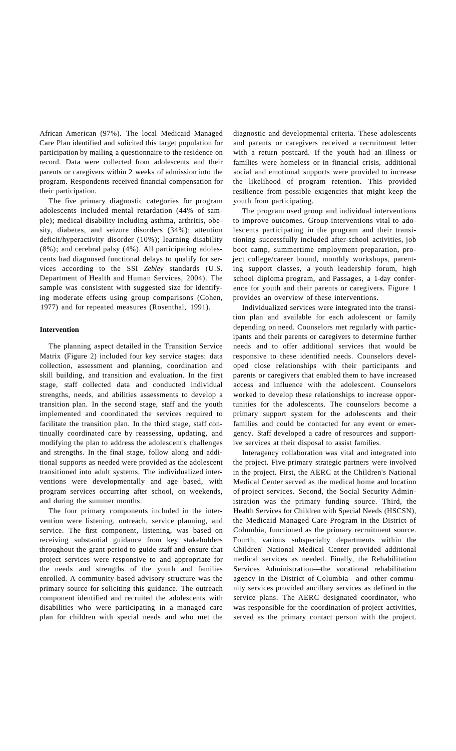African American (97%). The local Medicaid Managed Care Plan identified and solicited this target population for participation by mailing a questionnaire to the residence on record. Data were collected from adolescents and their parents or caregivers within 2 weeks of admission into the program. Respondents received financial compensation for their participation.

The five primary diagnostic categories for program adolescents included mental retardation (44% of sample); medical disability including asthma, arthritis, obesity, diabetes, and seizure disorders (34%); attention deficit/hyperactivity disorder (10%); learning disability (8%); and cerebral palsy (4%). All participating adolescents had diagnosed functional delays to qualify for services according to the SSI *Zebley* standards (U.S. Department of Health and Human Services, 2004). The sample was consistent with suggested size for identifying moderate effects using group comparisons (Cohen, 1977) and for repeated measures (Rosenthal, 1991).

**Intervention**

The planning aspect detailed in the Transition Service Matrix (Figure 2) included four key service stages: data collection, assessment and planning, coordination and skill building, and transition and evaluation. In the first stage, staff collected data and conducted individual strengths, needs, and abilities assessments to develop a transition plan. In the second stage, staff and the youth implemented and coordinated the services required to facilitate the transition plan. In the third stage, staff continually coordinated care by reassessing, updating, and modifying the plan to address the adolescent's challenges and strengths. In the final stage, follow along and additional supports as needed were provided as the adolescent transitioned into adult systems. The individualized interventions were developmentally and age based, with program services occurring after school, on weekends, and during the summer months.

The four primary components included in the intervention were listening, outreach, service planning, and service. The first component, listening, was based on receiving substantial guidance from key stakeholders throughout the grant period to guide staff and ensure that project services were responsive to and appropriate for the needs and strengths of the youth and families enrolled. A community-based advisory structure was the primary source for soliciting this guidance. The outreach component identified and recruited the adolescents with disabilities who were participating in a managed care plan for children with special needs and who met the diagnostic and developmental criteria. These adolescents and parents or caregivers received a recruitment letter with a return postcard. If the youth had an illness or families were homeless or in financial crisis, additional social and emotional supports were provided to increase the likelihood of program retention. This provided resilience from possible exigencies that might keep the youth from participating.

The program used group and individual interventions to improve outcomes. Group interventions vital to adolescents participating in the program and their transitioning successfully included after-school activities, job boot camp, summertime employment preparation, project college/career bound, monthly workshops, parenting support classes, a youth leadership forum, high school diploma program, and Passages, a 1-day conference for youth and their parents or caregivers. Figure 1 provides an overview of these interventions.

Individualized services were integrated into the transition plan and available for each adolescent or family depending on need. Counselors met regularly with participants and their parents or caregivers to determine further needs and to offer additional services that would be responsive to these identified needs. Counselors developed close relationships with their participants and parents or caregivers that enabled them to have increased access and influence with the adolescent. Counselors worked to develop these relationships to increase opportunities for the adolescents. The counselors become a primary support system for the adolescents and their families and could be contacted for any event or emergency. Staff developed a cadre of resources and supportive services at their disposal to assist families.

Interagency collaboration was vital and integrated into the project. Five primary strategic partners were involved in the project. First, the AERC at the Children's National Medical Center served as the medical home and location of project services. Second, the Social Security Administration was the primary funding source. Third, the Health Services for Children with Special Needs (HSCSN), the Medicaid Managed Care Program in the District of Columbia, functioned as the primary recruitment source. Fourth, various subspecialty departments within the Children' National Medical Center provided additional medical services as needed. Finally, the Rehabilitation Services Administration—the vocational rehabilitation agency in the District of Columbia—and other community services provided ancillary services as defined in the service plans. The AERC designated coordinator, who was responsible for the coordination of project activities, served as the primary contact person with the project.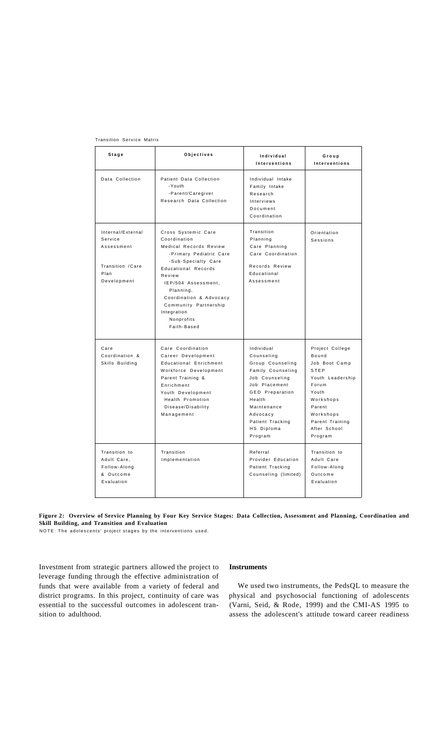Transition Service Matrix

| Stage | Objectives | Individual Interventions | Group Interventions |
|---|---|---|---|
| Data Collection | Patient Data Collection<br>-Youth<br>-Parent/Caregiver<br>Research Data Collection | Individual Intake<br>Family Intake<br>Research<br>Interviews<br>Document<br>Coordination | |
| Internal/External Service Assessment<br><br>Transition /Care Plan Development | Cross Systemic Care Coordination<br>Medical Records Review<br>-Primary Pediatric Care<br>-Sub-Specialty Care<br>Educational Records Review<br>IEP/504 Assessment, Planning, Coordination & Advocacy<br>Community Partnership Integration<br>Nonprofits<br>Faith-Based | Transition Planning<br>Care Planning<br>Care Coordination<br><br>Records Review<br>Educational Assessment | Orientation Sessions |
| Care Coordination & Skills Building | Care Coordination<br>Career Development<br>Educational Enrichment<br>Workforce Development<br>Parent Training & Enrichment<br>Youth Development<br>Health Promotion<br>Disease/Disability Management | Individual Counseling<br>Group Counseling<br>Family Counseling<br>Job Counseling<br>Job Placement<br>GED Preparation<br>Health Maintenance<br>Advocacy<br>Patient Tracking<br>HS Diploma Program | Project College Bound<br>Job Boot Camp<br>STEP<br>Youth Leadership Forum<br>Youth Workshops<br>Parent Workshops<br>Parent Training<br>After School Program |
| Transition to Adult Care, Follow-Along & Outcome Evaluation | Transition Implementation | Referral<br>Provider Education<br>Patient Tracking<br>Counseling (limited) | Transition to Adult Care<br>Follow-Along<br>Outcome Evaluation |

**Figure 2: Overview of Service Planning by Four Key Service Stages: Data Collection, Assessment and Planning, Coordination and Skill Building, and Transition and Evaluation**

NOTE: The adolescents' project stages by the interventions used.

Investment from strategic partners allowed the project to leverage funding through the effective administration of funds that were available from a variety of federal and district programs. In this project, continuity of care was essential to the successful outcomes in adolescent transition to adulthood.

### Instruments

We used two instruments, the PedsQL to measure the physical and psychosocial functioning of adolescents (Varni, Seid, & Rode, 1999) and the CMI-AS 1995 to assess the adolescent's attitude toward career readiness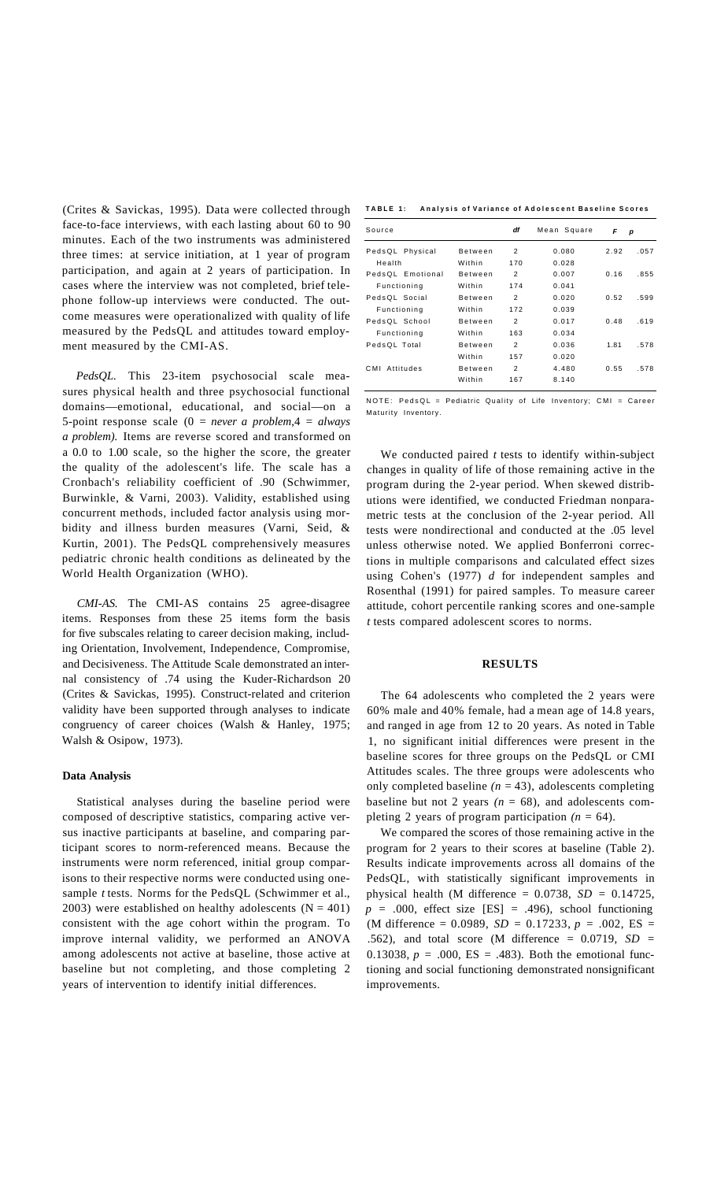(Crites & Savickas, 1995). Data were collected through face-to-face interviews, with each lasting about 60 to 90 minutes. Each of the two instruments was administered three times: at service initiation, at 1 year of program participation, and again at 2 years of participation. In cases where the interview was not completed, brief telephone follow-up interviews were conducted. The outcome measures were operationalized with quality of life measured by the PedsQL and attitudes toward employment measured by the CMI-AS.

*PedsQL.* This 23-item psychosocial scale measures physical health and three psychosocial functional domains—emotional, educational, and social—on a 5-point response scale (0 = *never a problem*, 4 = *always a problem).* Items are reverse scored and transformed on a 0.0 to 1.00 scale, so the higher the score, the greater the quality of the adolescent's life. The scale has a Cronbach's reliability coefficient of .90 (Schwimmer, Burwinkle, & Varni, 2003). Validity, established using concurrent methods, included factor analysis using morbidity and illness burden measures (Varni, Seid, & Kurtin, 2001). The PedsQL comprehensively measures pediatric chronic health conditions as delineated by the World Health Organization (WHO).

*CMI-AS.* The CMI-AS contains 25 agree-disagree items. Responses from these 25 items form the basis for five subscales relating to career decision making, including Orientation, Involvement, Independence, Compromise, and Decisiveness. The Attitude Scale demonstrated an internal consistency of .74 using the Kuder-Richardson 20 (Crites & Savickas, 1995). Construct-related and criterion validity have been supported through analyses to indicate congruency of career choices (Walsh & Hanley, 1975; Walsh & Osipow, 1973).

**Data Analysis**

Statistical analyses during the baseline period were composed of descriptive statistics, comparing active versus inactive participants at baseline, and comparing participant scores to norm-referenced means. Because the instruments were norm referenced, initial group comparisons to their respective norms were conducted using one-sample *t* tests. Norms for the PedsQL (Schwimmer et al., 2003) were established on healthy adolescents (N = 401) consistent with the age cohort within the program. To improve internal validity, we performed an ANOVA among adolescents not active at baseline, those active at baseline but not completing, and those completing 2 years of intervention to identify initial differences.

**TABLE 1: Analysis of Variance of Adolescent Baseline Scores**

| Source | | *df* | Mean Square | *F* | *p* |
|---|---|---|---|---|---|
| PedsQL Physical Health | Between | 2 | 0.080 | 2.92 | .057 |
| | Within | 170 | 0.028 | | |
| PedsQL Emotional Functioning | Between | 2 | 0.007 | 0.16 | .855 |
| | Within | 174 | 0.041 | | |
| PedsQL Social Functioning | Between | 2 | 0.020 | 0.52 | .599 |
| | Within | 172 | 0.039 | | |
| PedsQL School Functioning | Between | 2 | 0.017 | 0.48 | .619 |
| | Within | 163 | 0.034 | | |
| PedsQL Total | Between | 2 | 0.036 | 1.81 | .578 |
| | Within | 157 | 0.020 | | |
| CMI Attitudes | Between | 2 | 4.480 | 0.55 | .578 |
| | Within | 167 | 8.140 | | |

NOTE: PedsQL = Pediatric Quality of Life Inventory; CMI = Career Maturity Inventory.

We conducted paired *t* tests to identify within-subject changes in quality of life of those remaining active in the program during the 2-year period. When skewed distributions were identified, we conducted Friedman nonparametric tests at the conclusion of the 2-year period. All tests were nondirectional and conducted at the .05 level unless otherwise noted. We applied Bonferroni corrections in multiple comparisons and calculated effect sizes using Cohen's (1977) *d* for independent samples and Rosenthal (1991) for paired samples. To measure career attitude, cohort percentile ranking scores and one-sample *t* tests compared adolescent scores to norms.

## RESULTS

The 64 adolescents who completed the 2 years were 60% male and 40% female, had a mean age of 14.8 years, and ranged in age from 12 to 20 years. As noted in Table 1, no significant initial differences were present in the baseline scores for three groups on the PedsQL or CMI Attitudes scales. The three groups were adolescents who only completed baseline *(n* = 43), adolescents completing baseline but not 2 years *(n* = 68), and adolescents completing 2 years of program participation *(n* = 64).

We compared the scores of those remaining active in the program for 2 years to their scores at baseline (Table 2). Results indicate improvements across all domains of the PedsQL, with statistically significant improvements in physical health (M difference = 0.0738, *SD* = 0.14725, *p* = .000, effect size [ES] = .496), school functioning (M difference = 0.0989, *SD* = 0.17233, *p* = .002, ES = .562), and total score (M difference = 0.0719, *SD* = 0.13038, *p* = .000, ES = .483). Both the emotional functioning and social functioning demonstrated nonsignificant improvements.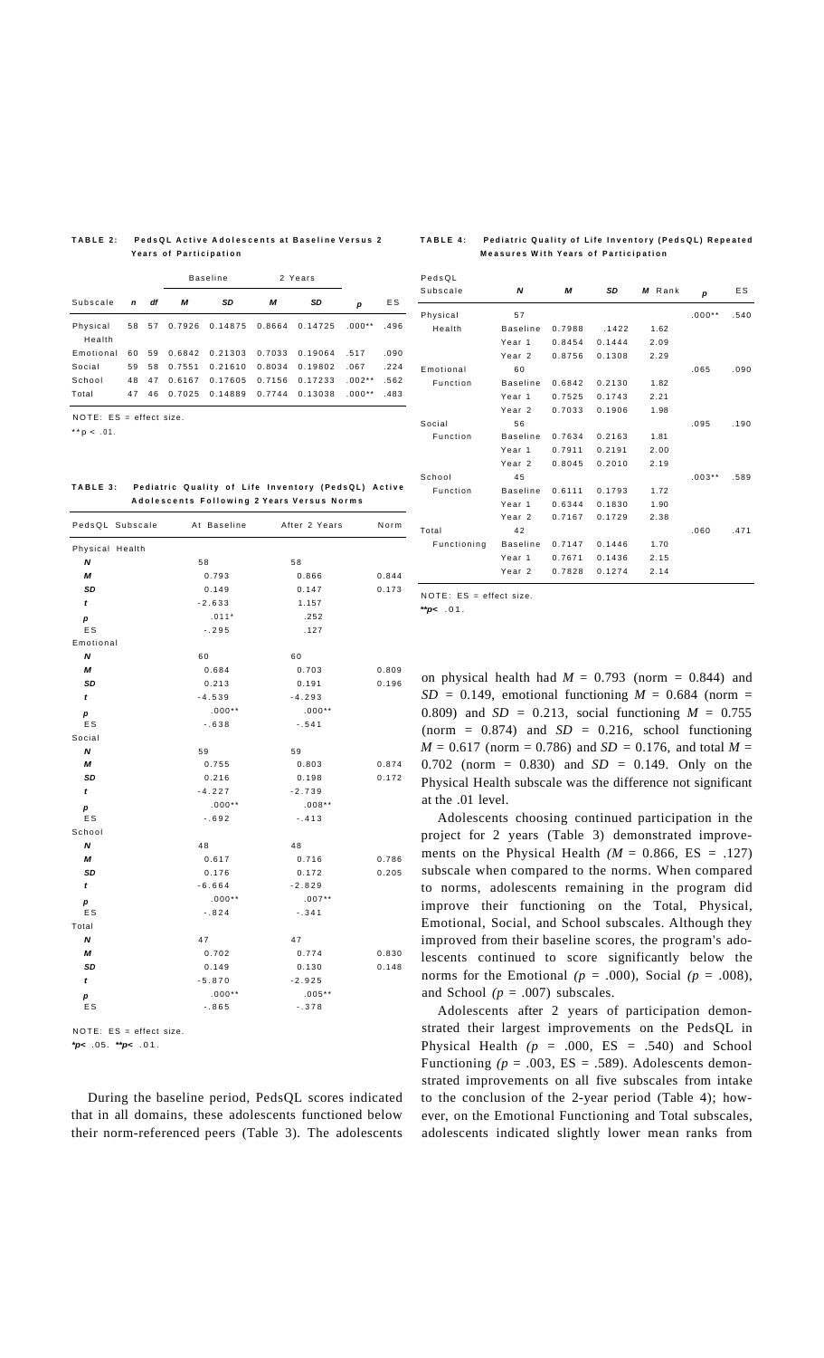**TABLE 2: PedsQL Active Adolescents at Baseline Versus 2 Years of Participation**

| | | | Baseline | | 2 Years | | | |
|---|---|---|---|---|---|---|---|---|
| Subscale | *n* | *df* | *M* | *SD* | *M* | *SD* | *p* | ES |
| Physical Health | 58 | 57 | 0.7926 | 0.14875 | 0.8664 | 0.14725 | .000** | .496 |
| Emotional | 60 | 59 | 0.6842 | 0.21303 | 0.7033 | 0.19064 | .517 | .090 |
| Social | 59 | 58 | 0.7551 | 0.21610 | 0.8034 | 0.19802 | .067 | .224 |
| School | 48 | 47 | 0.6167 | 0.17605 | 0.7156 | 0.17233 | .002** | .562 |
| Total | 47 | 46 | 0.7025 | 0.14889 | 0.7744 | 0.13038 | .000** | .483 |

NOTE: ES = effect size.
**$p < .01$.

**TABLE 3: Pediatric Quality of Life Inventory (PedsQL) Active Adolescents Following 2 Years Versus Norms**

| PedsQL Subscale | At Baseline | After 2 Years | Norm |
|---|---|---|---|
| Physical Health | | | |
| *N* | 58 | 58 | |
| *M* | 0.793 | 0.866 | 0.844 |
| *SD* | 0.149 | 0.147 | 0.173 |
| *t* | -2.633 | 1.157 | |
| *p* | .011* | .252 | |
| ES | -.295 | .127 | |
| Emotional | | | |
| *N* | 60 | 60 | |
| *M* | 0.684 | 0.703 | 0.809 |
| *SD* | 0.213 | 0.191 | 0.196 |
| *t* | -4.539 | -4.293 | |
| *p* | .000** | .000** | |
| ES | -.638 | -.541 | |
| Social | | | |
| *N* | 59 | 59 | |
| *M* | 0.755 | 0.803 | 0.874 |
| *SD* | 0.216 | 0.198 | 0.172 |
| *t* | -4.227 | -2.739 | |
| *p* | .000** | .008** | |
| ES | -.692 | -.413 | |
| School | | | |
| *N* | 48 | 48 | |
| *M* | 0.617 | 0.716 | 0.786 |
| *SD* | 0.176 | 0.172 | 0.205 |
| *t* | -6.664 | -2.829 | |
| *p* | .000** | .007** | |
| ES | -.824 | -.341 | |
| Total | | | |
| *N* | 47 | 47 | |
| *M* | 0.702 | 0.774 | 0.830 |
| *SD* | 0.149 | 0.130 | 0.148 |
| *t* | -5.870 | -2.925 | |
| *p* | .000** | .005** | |
| ES | -.865 | -.378 | |

NOTE: ES = effect size.
*$p < .05$. **$p < .01$.

**TABLE 4: Pediatric Quality of Life Inventory (PedsQL) Repeated Measures With Years of Participation**

| PedsQL Subscale | *N* | *M* | *SD* | *M* Rank | *p* | ES |
|---|---|---|---|---|---|---|
| Physical Health | 57 | | | | .000** | .540 |
| | Baseline | 0.7988 | .1422 | 1.62 | | |
| | Year 1 | 0.8454 | 0.1444 | 2.09 | | |
| | Year 2 | 0.8756 | 0.1308 | 2.29 | | |
| Emotional Function | 60 | | | | .065 | .090 |
| | Baseline | 0.6842 | 0.2130 | 1.82 | | |
| | Year 1 | 0.7525 | 0.1743 | 2.21 | | |
| | Year 2 | 0.7033 | 0.1906 | 1.98 | | |
| Social Function | 56 | | | | .095 | .190 |
| | Baseline | 0.7634 | 0.2163 | 1.81 | | |
| | Year 1 | 0.7911 | 0.2191 | 2.00 | | |
| | Year 2 | 0.8045 | 0.2010 | 2.19 | | |
| School Function | 45 | | | | .003** | .589 |
| | Baseline | 0.6111 | 0.1793 | 1.72 | | |
| | Year 1 | 0.6344 | 0.1830 | 1.90 | | |
| | Year 2 | 0.7167 | 0.1729 | 2.38 | | |
| Total Functioning | 42 | | | | .060 | .471 |
| | Baseline | 0.7147 | 0.1446 | 1.70 | | |
| | Year 1 | 0.7671 | 0.1436 | 2.15 | | |
| | Year 2 | 0.7828 | 0.1274 | 2.14 | | |

NOTE: ES = effect size.
**$p < .01$.

During the baseline period, PedsQL scores indicated that in all domains, these adolescents functioned below their norm-referenced peers (Table 3). The adolescents on physical health had $M = 0.793$ (norm = 0.844) and $SD = 0.149$, emotional functioning $M = 0.684$ (norm = 0.809) and $SD = 0.213$, social functioning $M = 0.755$ (norm = 0.874) and $SD = 0.216$, school functioning $M = 0.617$ (norm = 0.786) and $SD = 0.176$, and total $M = 0.702$ (norm = 0.830) and $SD = 0.149$. Only on the Physical Health subscale was the difference not significant at the .01 level.

Adolescents choosing continued participation in the project for 2 years (Table 3) demonstrated improvements on the Physical Health ($M = 0.866$, ES = .127) subscale when compared to the norms. When compared to norms, adolescents remaining in the program did improve their functioning on the Total, Physical, Emotional, Social, and School subscales. Although they improved from their baseline scores, the program's adolescents continued to score significantly below the norms for the Emotional ($p = .000$), Social ($p = .008$), and School ($p = .007$) subscales.

Adolescents after 2 years of participation demonstrated their largest improvements on the PedsQL in Physical Health ($p = .000$, ES = .540) and School Functioning ($p = .003$, ES = .589). Adolescents demonstrated improvements on all five subscales from intake to the conclusion of the 2-year period (Table 4); however, on the Emotional Functioning and Total subscales, adolescents indicated slightly lower mean ranks from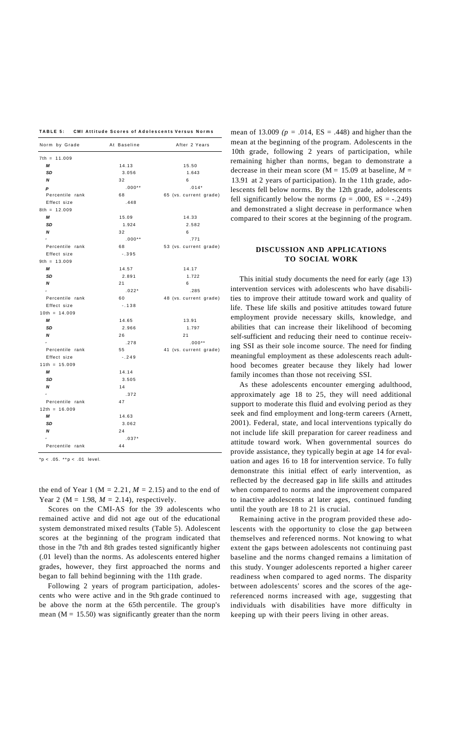**TABLE 5: CMI Attitude Scores of Adolescents Versus Norms**

| Norm by Grade | At Baseline | After 2 Years |
|---|---|---|
| 7th = 11.009 | | |
| *M* | 14.13 | 15.50 |
| *SD* | 3.056 | 1.643 |
| *N* | 32 | 6 |
| *P* | .000** | .014* |
| Percentile rank | 68 | 65 (vs. current grade) |
| Effect size | .448 | |
| 8th = 12.009 | | |
| *M* | 15.09 | 14.33 |
| *SD* | 1.924 | 2.582 |
| *N* | 32 | 6 |
| * | .000** | .771 |
| Percentile rank | 68 | 53 (vs. current grade) |
| Effect size | -.395 | |
| 9th = 13.009 | | |
| *M* | 14.57 | 14.17 |
| *SD* | 2.891 | 1.722 |
| *N* | 21 | 6 |
| * | .022* | .285 |
| Percentile rank | 60 | 48 (vs. current grade) |
| Effect size | -.138 | |
| 10th = 14.009 | | |
| *M* | 14.65 | 13.91 |
| *SD* | 2.966 | 1.797 |
| *N* | 26 | 21 |
| * | .278 | .000** |
| Percentile rank | 55 | 41 (vs. current grade) |
| Effect size | -.249 | |
| 11th = 15.009 | | |
| *M* | 14.14 | |
| *SD* | 3.505 | |
| *N* | 14 | |
| * | .372 | |
| Percentile rank | 47 | |
| 12th = 16.009 | | |
| *M* | 14.63 | |
| *SD* | 3.062 | |
| *N* | 24 | |
| * | .037* | |
| Percentile rank | 44 | |

*p < .05. **p < .01 level.

the end of Year 1 (M = 2.21, *M* = 2.15) and to the end of Year 2 (M = 1.98, *M* = 2.14), respectively.

Scores on the CMI-AS for the 39 adolescents who remained active and did not age out of the educational system demonstrated mixed results (Table 5). Adolescent scores at the beginning of the program indicated that those in the 7th and 8th grades tested significantly higher (.01 level) than the norms. As adolescents entered higher grades, however, they first approached the norms and began to fall behind beginning with the 11th grade.

Following 2 years of program participation, adolescents who were active and in the 9th grade continued to be above the norm at the 65th percentile. The group's mean (M = 15.50) was significantly greater than the norm mean of 13.009 (*p* = .014, ES = .448) and higher than the mean at the beginning of the program. Adolescents in the 10th grade, following 2 years of participation, while remaining higher than norms, began to demonstrate a decrease in their mean score (M = 15.09 at baseline, *M* = 13.91 at 2 years of participation). In the 11th grade, adolescents fell below norms. By the 12th grade, adolescents fell significantly below the norms (p = .000, ES = -.249) and demonstrated a slight decrease in performance when compared to their scores at the beginning of the program.

## DISCUSSION AND APPLICATIONS TO SOCIAL WORK

This initial study documents the need for early (age 13) intervention services with adolescents who have disabilities to improve their attitude toward work and quality of life. These life skills and positive attitudes toward future employment provide necessary skills, knowledge, and abilities that can increase their likelihood of becoming self-sufficient and reducing their need to continue receiving SSI as their sole income source. The need for finding meaningful employment as these adolescents reach adulthood becomes greater because they likely had lower family incomes than those not receiving SSI.

As these adolescents encounter emerging adulthood, approximately age 18 to 25, they will need additional support to moderate this fluid and evolving period as they seek and find employment and long-term careers (Arnett, 2001). Federal, state, and local interventions typically do not include life skill preparation for career readiness and attitude toward work. When governmental sources do provide assistance, they typically begin at age 14 for evaluation and ages 16 to 18 for intervention service. To fully demonstrate this initial effect of early intervention, as reflected by the decreased gap in life skills and attitudes when compared to norms and the improvement compared to inactive adolescents at later ages, continued funding until the youth are 18 to 21 is crucial.

Remaining active in the program provided these adolescents with the opportunity to close the gap between themselves and referenced norms. Not knowing to what extent the gaps between adolescents not continuing past baseline and the norms changed remains a limitation of this study. Younger adolescents reported a higher career readiness when compared to aged norms. The disparity between adolescents' scores and the scores of the age-referenced norms increased with age, suggesting that individuals with disabilities have more difficulty in keeping up with their peers living in other areas.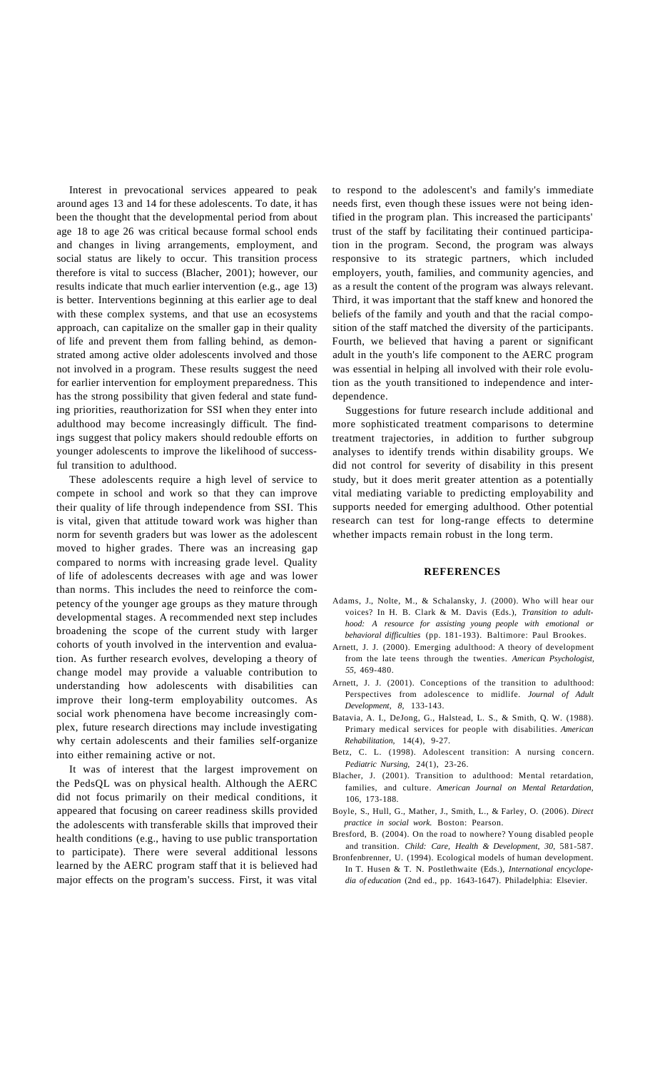Interest in prevocational services appeared to peak around ages 13 and 14 for these adolescents. To date, it has been the thought that the developmental period from about age 18 to age 26 was critical because formal school ends and changes in living arrangements, employment, and social status are likely to occur. This transition process therefore is vital to success (Blacher, 2001); however, our results indicate that much earlier intervention (e.g., age 13) is better. Interventions beginning at this earlier age to deal with these complex systems, and that use an ecosystems approach, can capitalize on the smaller gap in their quality of life and prevent them from falling behind, as demonstrated among active older adolescents involved and those not involved in a program. These results suggest the need for earlier intervention for employment preparedness. This has the strong possibility that given federal and state funding priorities, reauthorization for SSI when they enter into adulthood may become increasingly difficult. The findings suggest that policy makers should redouble efforts on younger adolescents to improve the likelihood of successful transition to adulthood.

These adolescents require a high level of service to compete in school and work so that they can improve their quality of life through independence from SSI. This is vital, given that attitude toward work was higher than norm for seventh graders but was lower as the adolescent moved to higher grades. There was an increasing gap compared to norms with increasing grade level. Quality of life of adolescents decreases with age and was lower than norms. This includes the need to reinforce the competency of the younger age groups as they mature through developmental stages. A recommended next step includes broadening the scope of the current study with larger cohorts of youth involved in the intervention and evaluation. As further research evolves, developing a theory of change model may provide a valuable contribution to understanding how adolescents with disabilities can improve their long-term employability outcomes. As social work phenomena have become increasingly complex, future research directions may include investigating why certain adolescents and their families self-organize into either remaining active or not.

It was of interest that the largest improvement on the PedsQL was on physical health. Although the AERC did not focus primarily on their medical conditions, it appeared that focusing on career readiness skills provided the adolescents with transferable skills that improved their health conditions (e.g., having to use public transportation to participate). There were several additional lessons learned by the AERC program staff that it is believed had major effects on the program's success. First, it was vital to respond to the adolescent's and family's immediate needs first, even though these issues were not being identified in the program plan. This increased the participants' trust of the staff by facilitating their continued participation in the program. Second, the program was always responsive to its strategic partners, which included employers, youth, families, and community agencies, and as a result the content of the program was always relevant. Third, it was important that the staff knew and honored the beliefs of the family and youth and that the racial composition of the staff matched the diversity of the participants. Fourth, we believed that having a parent or significant adult in the youth's life component to the AERC program was essential in helping all involved with their role evolution as the youth transitioned to independence and interdependence.

Suggestions for future research include additional and more sophisticated treatment comparisons to determine treatment trajectories, in addition to further subgroup analyses to identify trends within disability groups. We did not control for severity of disability in this present study, but it does merit greater attention as a potentially vital mediating variable to predicting employability and supports needed for emerging adulthood. Other potential research can test for long-range effects to determine whether impacts remain robust in the long term.

## REFERENCES

Adams, J., Nolte, M., & Schalansky, J. (2000). Who will hear our voices? In H. B. Clark & M. Davis (Eds.), *Transition to adulthood: A resource for assisting young people with emotional or behavioral difficulties* (pp. 181-193). Baltimore: Paul Brookes.

Arnett, J. J. (2000). Emerging adulthood: A theory of development from the late teens through the twenties. *American Psychologist, 55,* 469-480.

Arnett, J. J. (2001). Conceptions of the transition to adulthood: Perspectives from adolescence to midlife. *Journal of Adult Development, 8,* 133-143.

Batavia, A. I., DeJong, G., Halstead, L. S., & Smith, Q. W. (1988). Primary medical services for people with disabilities. *American Rehabilitation,* 14(4), 9-27.

Betz, C. L. (1998). Adolescent transition: A nursing concern. *Pediatric Nursing,* 24(1), 23-26.

Blacher, J. (2001). Transition to adulthood: Mental retardation, families, and culture. *American Journal on Mental Retardation,* 106, 173-188.

Boyle, S., Hull, G., Mather, J., Smith, L., & Farley, O. (2006). *Direct practice in social work.* Boston: Pearson.

Bresford, B. (2004). On the road to nowhere? Young disabled people and transition. *Child: Care, Health & Development, 30,* 581-587.

Bronfenbrenner, U. (1994). Ecological models of human development. In T. Husen & T. N. Postlethwaite (Eds.), *International encyclopedia of education* (2nd ed., pp. 1643-1647). Philadelphia: Elsevier.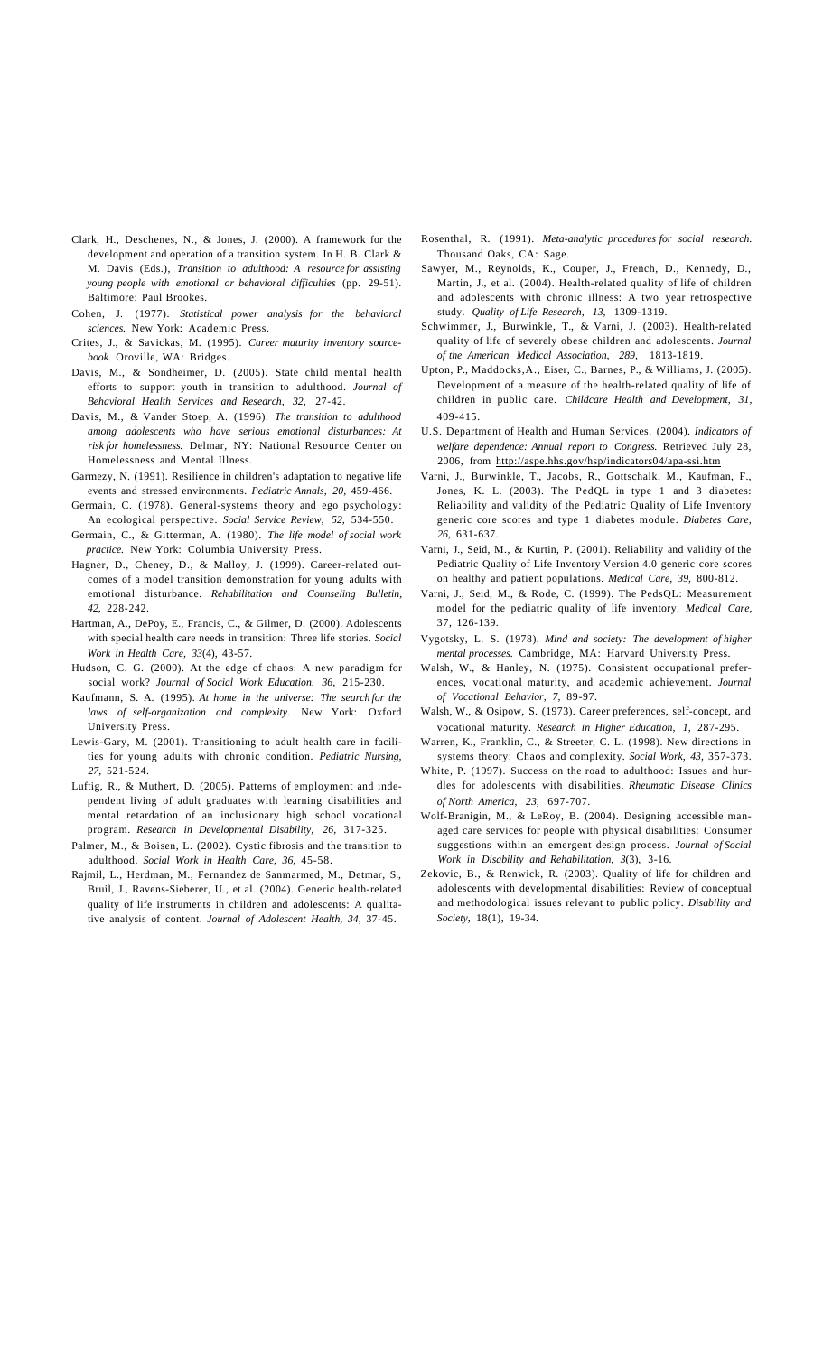Clark, H., Deschenes, N., & Jones, J. (2000). A framework for the development and operation of a transition system. In H. B. Clark & M. Davis (Eds.), *Transition to adulthood: A resource for assisting young people with emotional or behavioral difficulties* (pp. 29-51). Baltimore: Paul Brookes.

Cohen, J. (1977). *Statistical power analysis for the behavioral sciences.* New York: Academic Press.

Crites, J., & Savickas, M. (1995). *Career maturity inventory source-book.* Oroville, WA: Bridges.

Davis, M., & Sondheimer, D. (2005). State child mental health efforts to support youth in transition to adulthood. *Journal of Behavioral Health Services and Research, 32,* 27-42.

Davis, M., & Vander Stoep, A. (1996). *The transition to adulthood among adolescents who have serious emotional disturbances: At risk for homelessness.* Delmar, NY: National Resource Center on Homelessness and Mental Illness.

Garmezy, N. (1991). Resilience in children's adaptation to negative life events and stressed environments. *Pediatric Annals, 20,* 459-466.

Germain, C. (1978). General-systems theory and ego psychology: An ecological perspective. *Social Service Review, 52,* 534-550.

Germain, C., & Gitterman, A. (1980). *The life model of social work practice.* New York: Columbia University Press.

Hagner, D., Cheney, D., & Malloy, J. (1999). Career-related outcomes of a model transition demonstration for young adults with emotional disturbance. *Rehabilitation and Counseling Bulletin, 42,* 228-242.

Hartman, A., DePoy, E., Francis, C., & Gilmer, D. (2000). Adolescents with special health care needs in transition: Three life stories. *Social Work in Health Care, 33*(4), 43-57.

Hudson, C. G. (2000). At the edge of chaos: A new paradigm for social work? *Journal of Social Work Education, 36,* 215-230.

Kaufmann, S. A. (1995). *At home in the universe: The search for the laws of self-organization and complexity.* New York: Oxford University Press.

Lewis-Gary, M. (2001). Transitioning to adult health care in facilities for young adults with chronic condition. *Pediatric Nursing, 27,* 521-524.

Luftig, R., & Muthert, D. (2005). Patterns of employment and independent living of adult graduates with learning disabilities and mental retardation of an inclusionary high school vocational program. *Research in Developmental Disability, 26,* 317-325.

Palmer, M., & Boisen, L. (2002). Cystic fibrosis and the transition to adulthood. *Social Work in Health Care, 36,* 45-58.

Rajmil, L., Herdman, M., Fernandez de Sanmarmed, M., Detmar, S., Bruil, J., Ravens-Sieberer, U., et al. (2004). Generic health-related quality of life instruments in children and adolescents: A qualitative analysis of content. *Journal of Adolescent Health, 34,* 37-45.

Rosenthal, R. (1991). *Meta-analytic procedures for social research.* Thousand Oaks, CA: Sage.

Sawyer, M., Reynolds, K., Couper, J., French, D., Kennedy, D., Martin, J., et al. (2004). Health-related quality of life of children and adolescents with chronic illness: A two year retrospective study. *Quality of Life Research, 13,* 1309-1319.

Schwimmer, J., Burwinkle, T., & Varni, J. (2003). Health-related quality of life of severely obese children and adolescents. *Journal of the American Medical Association, 289,* 1813-1819.

Upton, P., Maddocks,A., Eiser, C., Barnes, P., & Williams, J. (2005). Development of a measure of the health-related quality of life of children in public care. *Childcare Health and Development, 31,* 409-415.

U.S. Department of Health and Human Services. (2004). *Indicators of welfare dependence: Annual report to Congress.* Retrieved July 28, 2006, from http://aspe.hhs.gov/hsp/indicators04/apa-ssi.htm

Varni, J., Burwinkle, T., Jacobs, R., Gottschalk, M., Kaufman, F., Jones, K. L. (2003). The PedQL in type 1 and 3 diabetes: Reliability and validity of the Pediatric Quality of Life Inventory generic core scores and type 1 diabetes module. *Diabetes Care, 26,* 631-637.

Varni, J., Seid, M., & Kurtin, P. (2001). Reliability and validity of the Pediatric Quality of Life Inventory Version 4.0 generic core scores on healthy and patient populations. *Medical Care, 39,* 800-812.

Varni, J., Seid, M., & Rode, C. (1999). The PedsQL: Measurement model for the pediatric quality of life inventory. *Medical Care,* 37, 126-139.

Vygotsky, L. S. (1978). *Mind and society: The development of higher mental processes.* Cambridge, MA: Harvard University Press.

Walsh, W., & Hanley, N. (1975). Consistent occupational preferences, vocational maturity, and academic achievement. *Journal of Vocational Behavior, 7,* 89-97.

Walsh, W., & Osipow, S. (1973). Career preferences, self-concept, and vocational maturity. *Research in Higher Education, 1,* 287-295.

Warren, K., Franklin, C., & Streeter, C. L. (1998). New directions in systems theory: Chaos and complexity. *Social Work, 43,* 357-373.

White, P. (1997). Success on the road to adulthood: Issues and hurdles for adolescents with disabilities. *Rheumatic Disease Clinics of North America, 23,* 697-707.

Wolf-Branigin, M., & LeRoy, B. (2004). Designing accessible managed care services for people with physical disabilities: Consumer suggestions within an emergent design process. *Journal of Social Work in Disability and Rehabilitation, 3*(3), 3-16.

Zekovic, B., & Renwick, R. (2003). Quality of life for children and adolescents with developmental disabilities: Review of conceptual and methodological issues relevant to public policy. *Disability and Society,* 18(1), 19-34.